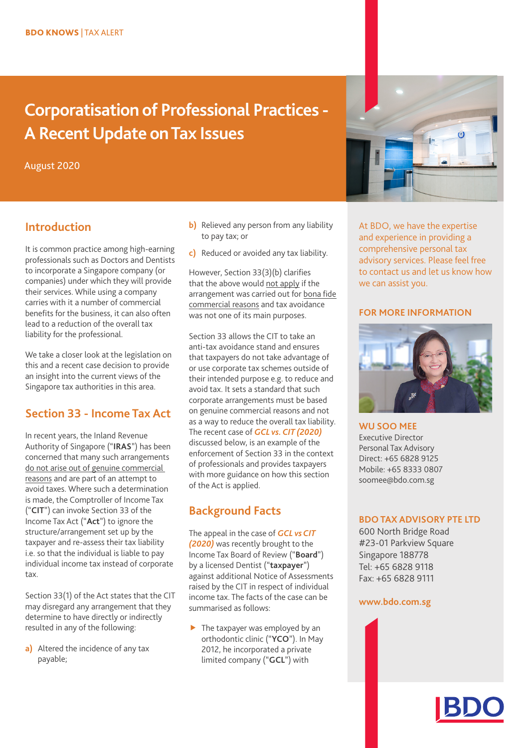BDO KNOWS | TAX ALERT

# Corporatisation of Professional Practices - A Recent Update on Tax Issues

August 2020

## Introduction

It is common practice among high-earning professionals such as Doctors and Dentists to incorporate a Singapore company (or companies) under which they will provide their services. While using a company carries with it a number of commercial benefits for the business, it can also often lead to a reduction of the overall tax liability for the professional.

We take a closer look at the legislation on this and a recent case decision to provide an insight into the current views of the Singapore tax authorities in this area.

## Section 33 - Income Tax Act

In recent years, the Inland Revenue Authority of Singapore ("**IRAS**") has been concerned that many such arrangements do not arise out of genuine commercial reasons and are part of an attempt to avoid taxes. Where such a determination is made, the Comptroller of Income Tax ("**CIT**") can invoke Section 33 of the Income Tax Act ("**Act**") to ignore the structure/arrangement set up by the taxpayer and re-assess their tax liability i.e. so that the individual is liable to pay individual income tax instead of corporate tax.

Section 33(1) of the Act states that the CIT may disregard any arrangement that they determine to have directly or indirectly resulted in any of the following:

a) Altered the incidence of any tax payable;

b) Relieved any person from any liability to pay tax; or

c) Reduced or avoided any tax liability.

However, Section 33(3)(b) clarifies that the above would not apply if the arrangement was carried out for bona fide commercial reasons and tax avoidance was not one of its main purposes.

Section 33 allows the CIT to take an anti-tax avoidance stand and ensures that taxpayers do not take advantage of or use corporate tax schemes outside of their intended purpose e.g. to reduce and avoid tax. It sets a standard that such corporate arrangements must be based on genuine commercial reasons and not as a way to reduce the overall tax liability. The recent case of ***GCL vs. CIT (2020)*** discussed below, is an example of the enforcement of Section 33 in the context of professionals and provides taxpayers with more guidance on how this section of the Act is applied.

## Background Facts

The appeal in the case of ***GCL vs CIT (2020)*** was recently brought to the Income Tax Board of Review ("**Board**") by a licensed Dentist ("**taxpayer**") against additional Notice of Assessments raised by the CIT in respect of individual income tax. The facts of the case can be summarised as follows:

- The taxpayer was employed by an orthodontic clinic ("**YCO**"). In May 2012, he incorporated a private limited company ("**GCL**") with

At BDO, we have the expertise and experience in providing a comprehensive personal tax advisory services. Please feel free to contact us and let us know how we can assist you.

### FOR MORE INFORMATION

**WU SOO MEE**
Executive Director
Personal Tax Advisory
Direct: +65 6828 9125
Mobile: +65 8333 0807
soomee@bdo.com.sg

**BDO TAX ADVISORY PTE LTD**
600 North Bridge Road
#23-01 Parkview Square
Singapore 188778
Tel: +65 6828 9118
Fax: +65 6828 9111

www.bdo.com.sg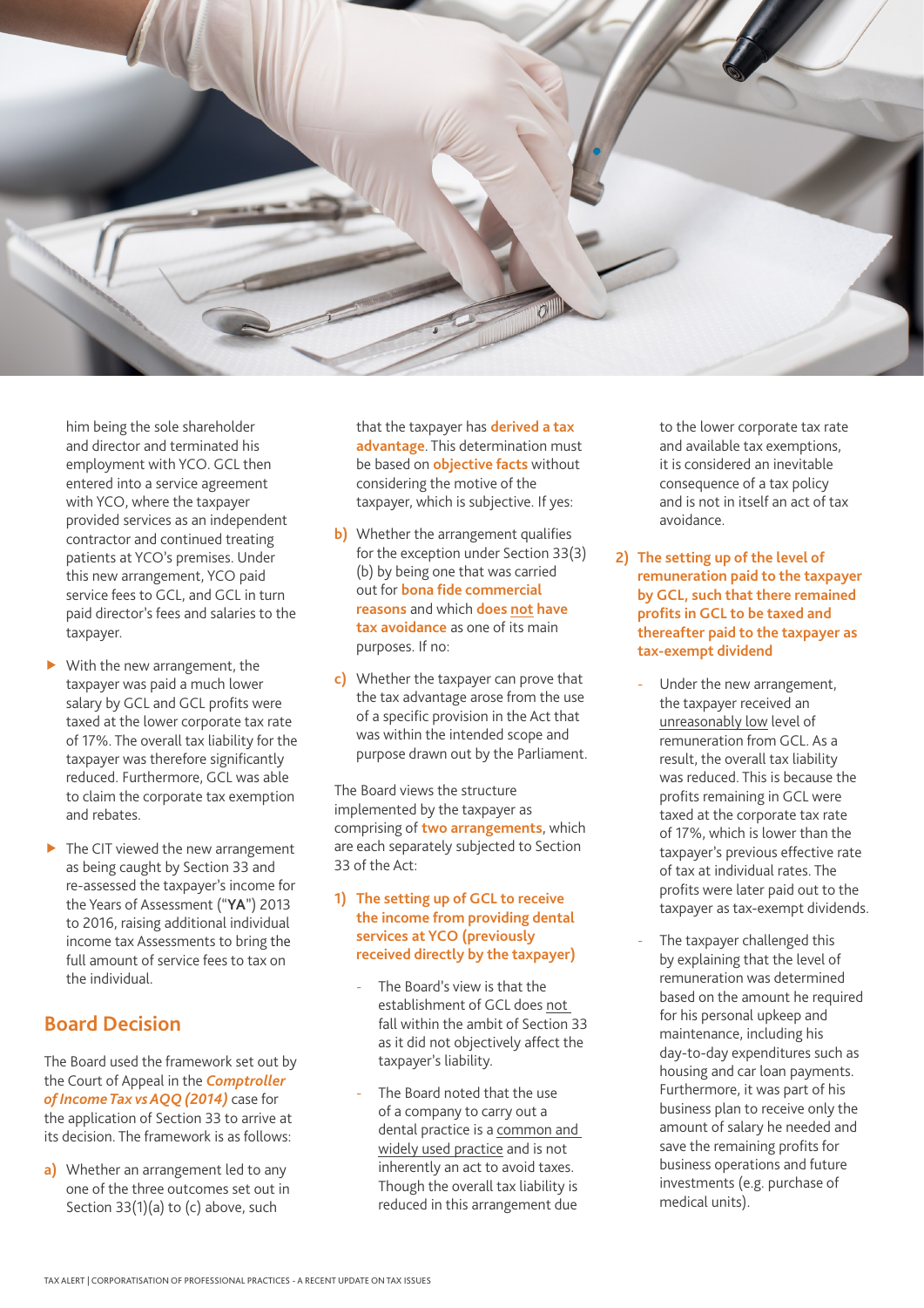him being the sole shareholder and director and terminated his employment with YCO. GCL then entered into a service agreement with YCO, where the taxpayer provided services as an independent contractor and continued treating patients at YCO's premises. Under this new arrangement, YCO paid service fees to GCL, and GCL in turn paid director's fees and salaries to the taxpayer.

- With the new arrangement, the taxpayer was paid a much lower salary by GCL and GCL profits were taxed at the lower corporate tax rate of 17%. The overall tax liability for the taxpayer was therefore significantly reduced. Furthermore, GCL was able to claim the corporate tax exemption and rebates.
- The CIT viewed the new arrangement as being caught by Section 33 and re-assessed the taxpayer's income for the Years of Assessment ("**YA**") 2013 to 2016, raising additional individual income tax Assessments to bring the full amount of service fees to tax on the individual.

## Board Decision

The Board used the framework set out by the Court of Appeal in the ***Comptroller of Income Tax vs AQQ (2014)*** case for the application of Section 33 to arrive at its decision. The framework is as follows:

**a)** Whether an arrangement led to any one of the three outcomes set out in Section 33(1)(a) to (c) above, such that the taxpayer has **derived a tax advantage**. This determination must be based on **objective facts** without considering the motive of the taxpayer, which is subjective. If yes:

**b)** Whether the arrangement qualifies for the exception under Section 33(3)(b) by being one that was carried out for **bona fide commercial reasons** and which **does not have tax avoidance** as one of its main purposes. If no:

**c)** Whether the taxpayer can prove that the tax advantage arose from the use of a specific provision in the Act that was within the intended scope and purpose drawn out by the Parliament.

The Board views the structure implemented by the taxpayer as comprising of **two arrangements**, which are each separately subjected to Section 33 of the Act:

**1) The setting up of GCL to receive the income from providing dental services at YCO (previously received directly by the taxpayer)**

- The Board's view is that the establishment of GCL does not fall within the ambit of Section 33 as it did not objectively affect the taxpayer's liability.
- The Board noted that the use of a company to carry out a dental practice is a common and widely used practice and is not inherently an act to avoid taxes. Though the overall tax liability is reduced in this arrangement due to the lower corporate tax rate and available tax exemptions, it is considered an inevitable consequence of a tax policy and is not in itself an act of tax avoidance.

**2) The setting up of the level of remuneration paid to the taxpayer by GCL, such that there remained profits in GCL to be taxed and thereafter paid to the taxpayer as tax-exempt dividend**

- Under the new arrangement, the taxpayer received an unreasonably low level of remuneration from GCL. As a result, the overall tax liability was reduced. This is because the profits remaining in GCL were taxed at the corporate tax rate of 17%, which is lower than the taxpayer's previous effective rate of tax at individual rates. The profits were later paid out to the taxpayer as tax-exempt dividends.
- The taxpayer challenged this by explaining that the level of remuneration was determined based on the amount he required for his personal upkeep and maintenance, including his day-to-day expenditures such as housing and car loan payments. Furthermore, it was part of his business plan to receive only the amount of salary he needed and save the remaining profits for business operations and future investments (e.g. purchase of medical units).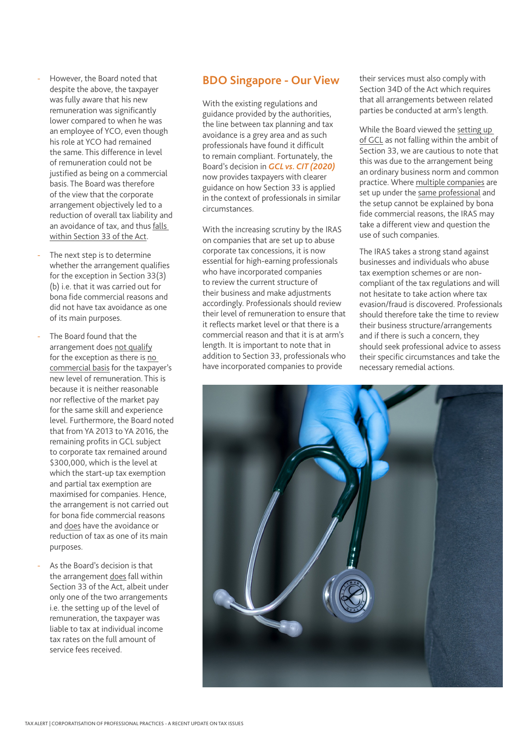- However, the Board noted that despite the above, the taxpayer was fully aware that his new remuneration was significantly lower compared to when he was an employee of YCO, even though his role at YCO had remained the same. This difference in level of remuneration could not be justified as being on a commercial basis. The Board was therefore of the view that the corporate arrangement objectively led to a reduction of overall tax liability and an avoidance of tax, and thus falls within Section 33 of the Act.

- The next step is to determine whether the arrangement qualifies for the exception in Section 33(3)(b) i.e. that it was carried out for bona fide commercial reasons and did not have tax avoidance as one of its main purposes.

- The Board found that the arrangement does not qualify for the exception as there is no commercial basis for the taxpayer's new level of remuneration. This is because it is neither reasonable nor reflective of the market pay for the same skill and experience level. Furthermore, the Board noted that from YA 2013 to YA 2016, the remaining profits in GCL subject to corporate tax remained around $300,000, which is the level at which the start-up tax exemption and partial tax exemption are maximised for companies. Hence, the arrangement is not carried out for bona fide commercial reasons and does have the avoidance or reduction of tax as one of its main purposes.

- As the Board's decision is that the arrangement does fall within Section 33 of the Act, albeit under only one of the two arrangements i.e. the setting up of the level of remuneration, the taxpayer was liable to tax at individual income tax rates on the full amount of service fees received.

## BDO Singapore - Our View

With the existing regulations and guidance provided by the authorities, the line between tax planning and tax avoidance is a grey area and as such professionals have found it difficult to remain compliant. Fortunately, the Board's decision in ***GCL vs. CIT (2020)*** now provides taxpayers with clearer guidance on how Section 33 is applied in the context of professionals in similar circumstances.

With the increasing scrutiny by the IRAS on companies that are set up to abuse corporate tax concessions, it is now essential for high-earning professionals who have incorporated companies to review the current structure of their business and make adjustments accordingly. Professionals should review their level of remuneration to ensure that it reflects market level or that there is a commercial reason and that it is at arm's length. It is important to note that in addition to Section 33, professionals who have incorporated companies to provide their services must also comply with Section 34D of the Act which requires that all arrangements between related parties be conducted at arm's length.

While the Board viewed the setting up of GCL as not falling within the ambit of Section 33, we are cautious to note that this was due to the arrangement being an ordinary business norm and common practice. Where multiple companies are set up under the same professional and the setup cannot be explained by bona fide commercial reasons, the IRAS may take a different view and question the use of such companies.

The IRAS takes a strong stand against businesses and individuals who abuse tax exemption schemes or are non-compliant of the tax regulations and will not hesitate to take action where tax evasion/fraud is discovered. Professionals should therefore take the time to review their business structure/arrangements and if there is such a concern, they should seek professional advice to assess their specific circumstances and take the necessary remedial actions.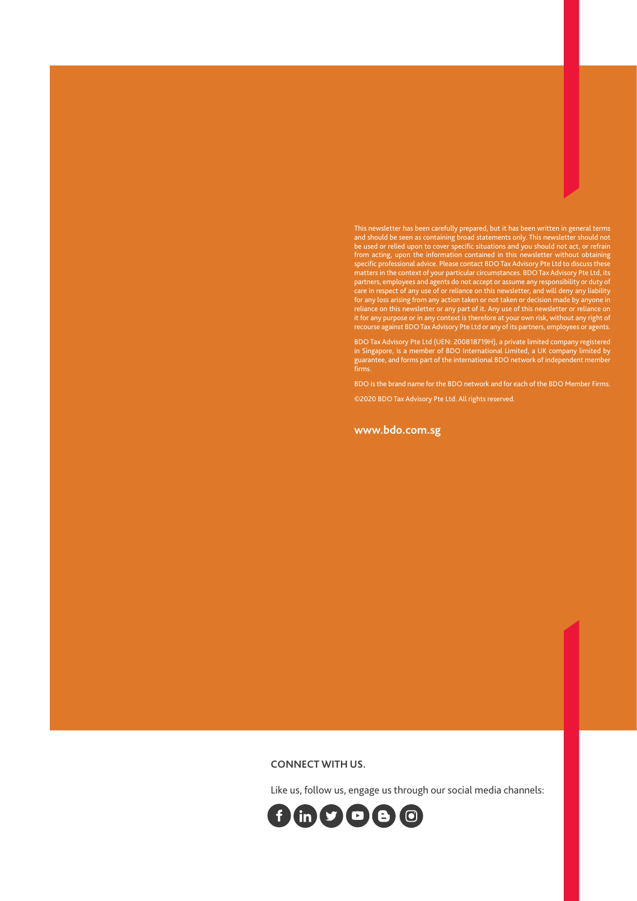This newsletter has been carefully prepared, but it has been written in general terms and should be seen as containing broad statements only. This newsletter should not be used or relied upon to cover specific situations and you should not act, or refrain from acting, upon the information contained in this newsletter without obtaining specific professional advice. Please contact BDO Tax Advisory Pte Ltd to discuss these matters in the context of your particular circumstances. BDO Tax Advisory Pte Ltd, its partners, employees and agents do not accept or assume any responsibility or duty of care in respect of any use of or reliance on this newsletter, and will deny any liability for any loss arising from any action taken or not taken or decision made by anyone in reliance on this newsletter or any part of it. Any use of this newsletter or reliance on it for any purpose or in any context is therefore at your own risk, without any right of recourse against BDO Tax Advisory Pte Ltd or any of its partners, employees or agents.

BDO Tax Advisory Pte Ltd (UEN: 200818719H), a private limited company registered in Singapore, is a member of BDO International Limited, a UK company limited by guarantee, and forms part of the international BDO network of independent member firms.

BDO is the brand name for the BDO network and for each of the BDO Member Firms.

©2020 BDO Tax Advisory Pte Ltd. All rights reserved.

**www.bdo.com.sg**

**CONNECT WITH US.**

Like us, follow us, engage us through our social media channels: